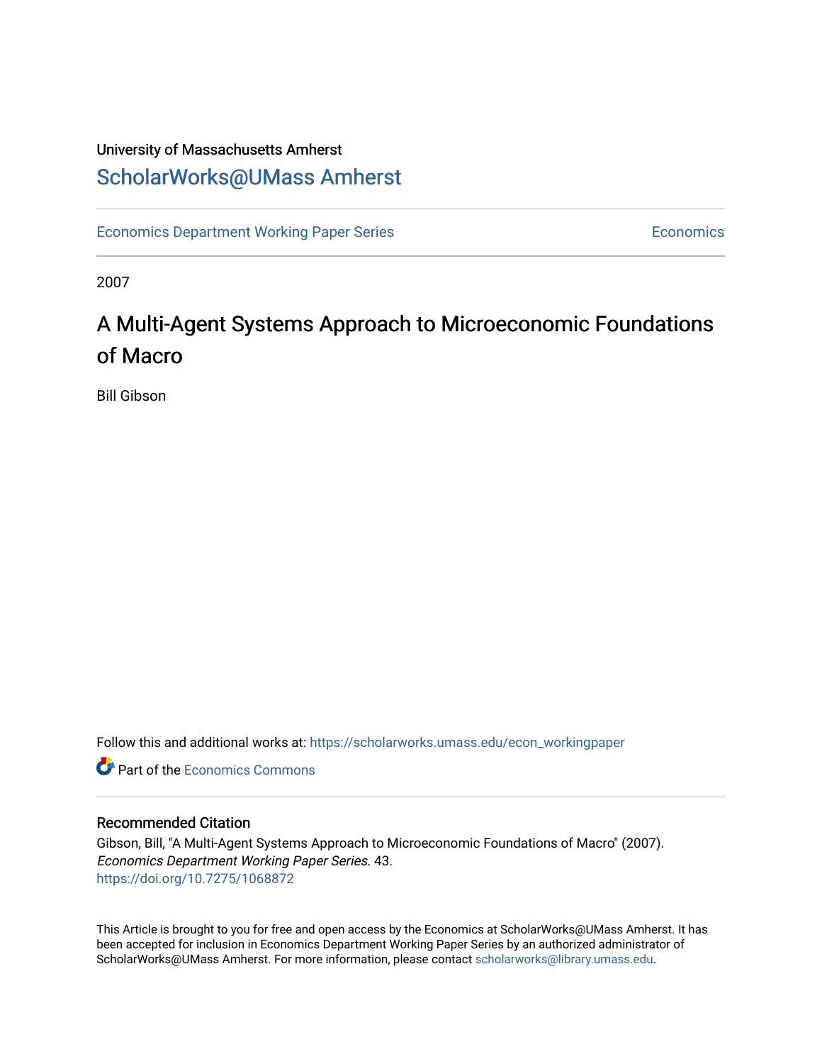University of Massachusetts Amherst

## ScholarWorks@UMass Amherst

Economics Department Working Paper Series | Economics

2007

# A Multi-Agent Systems Approach to Microeconomic Foundations of Macro

Bill Gibson

Follow this and additional works at: https://scholarworks.umass.edu/econ_workingpaper

Part of the Economics Commons

### Recommended Citation

Gibson, Bill, "A Multi-Agent Systems Approach to Microeconomic Foundations of Macro" (2007). *Economics Department Working Paper Series*. 43.
https://doi.org/10.7275/1068872

This Article is brought to you for free and open access by the Economics at ScholarWorks@UMass Amherst. It has been accepted for inclusion in Economics Department Working Paper Series by an authorized administrator of ScholarWorks@UMass Amherst. For more information, please contact scholarworks@library.umass.edu.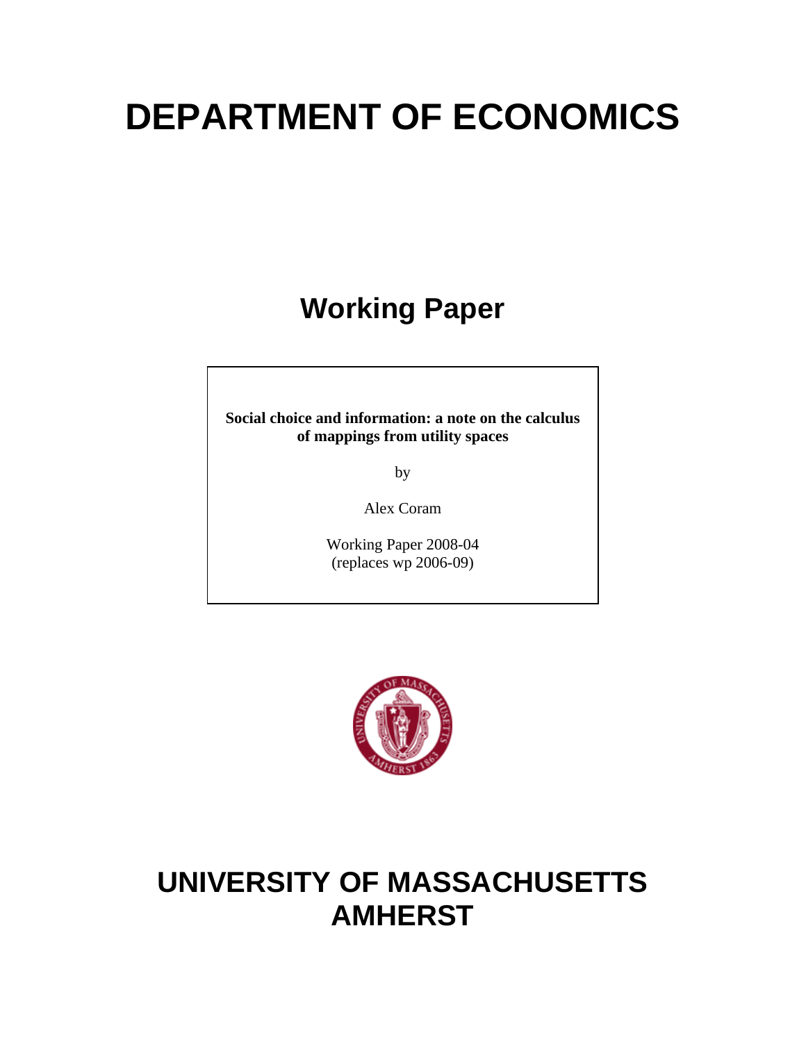# DEPARTMENT OF ECONOMICS

## Working Paper

**Social choice and information: a note on the calculus of mappings from utility spaces**

by

Alex Coram

Working Paper 2008-04
(replaces wp 2006-09)

# UNIVERSITY OF MASSACHUSETTS AMHERST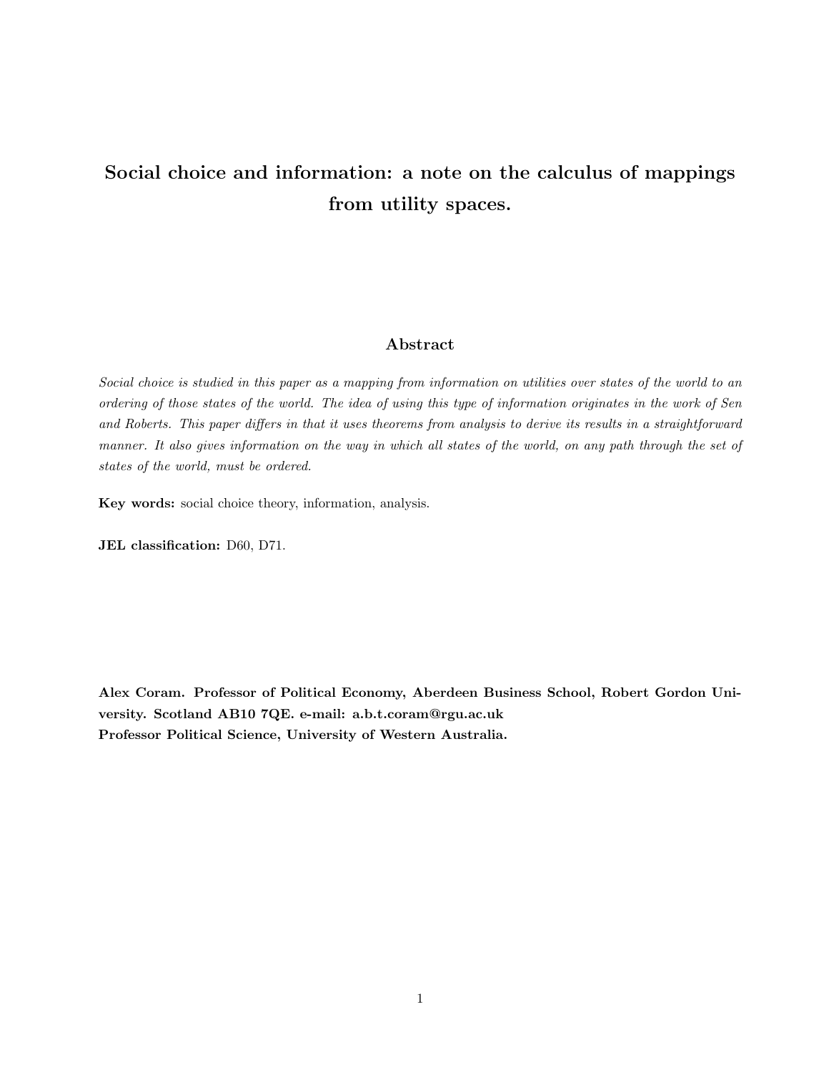# Social choice and information: a note on the calculus of mappings from utility spaces.

## Abstract

*Social choice is studied in this paper as a mapping from information on utilities over states of the world to an ordering of those states of the world. The idea of using this type of information originates in the work of Sen and Roberts. This paper differs in that it uses theorems from analysis to derive its results in a straightforward manner. It also gives information on the way in which all states of the world, on any path through the set of states of the world, must be ordered.*

**Key words:** social choice theory, information, analysis.

**JEL classification:** D60, D71.

**Alex Coram. Professor of Political Economy, Aberdeen Business School, Robert Gordon University. Scotland AB10 7QE. e-mail: a.b.t.coram@rgu.ac.uk**
**Professor Political Science, University of Western Australia.**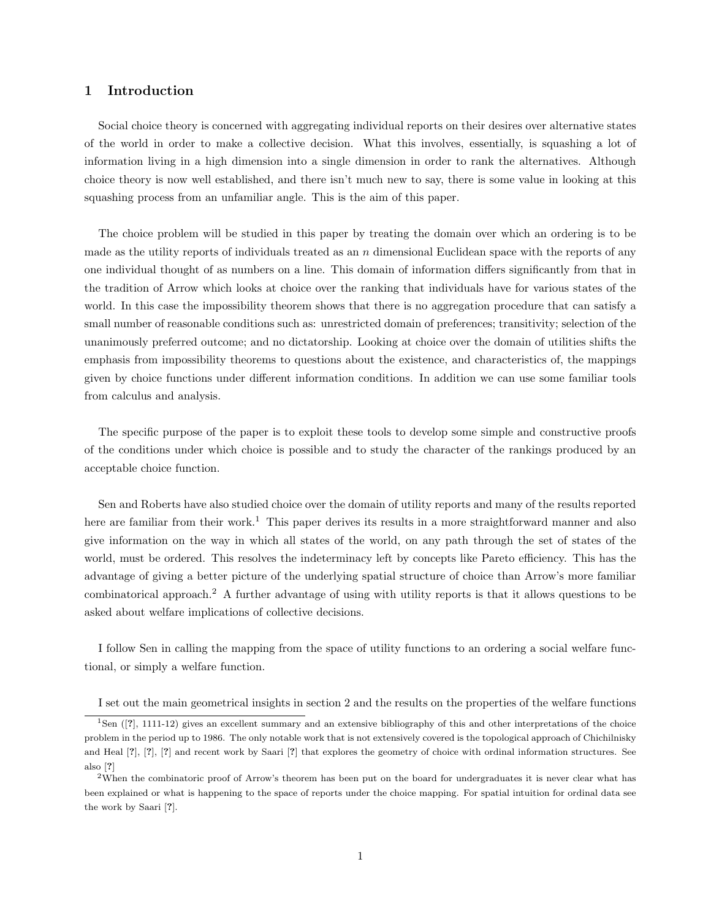# 1 Introduction

Social choice theory is concerned with aggregating individual reports on their desires over alternative states of the world in order to make a collective decision. What this involves, essentially, is squashing a lot of information living in a high dimension into a single dimension in order to rank the alternatives. Although choice theory is now well established, and there isn't much new to say, there is some value in looking at this squashing process from an unfamiliar angle. This is the aim of this paper.

The choice problem will be studied in this paper by treating the domain over which an ordering is to be made as the utility reports of individuals treated as an $n$ dimensional Euclidean space with the reports of any one individual thought of as numbers on a line. This domain of information differs significantly from that in the tradition of Arrow which looks at choice over the ranking that individuals have for various states of the world. In this case the impossibility theorem shows that there is no aggregation procedure that can satisfy a small number of reasonable conditions such as: unrestricted domain of preferences; transitivity; selection of the unanimously preferred outcome; and no dictatorship. Looking at choice over the domain of utilities shifts the emphasis from impossibility theorems to questions about the existence, and characteristics of, the mappings given by choice functions under different information conditions. In addition we can use some familiar tools from calculus and analysis.

The specific purpose of the paper is to exploit these tools to develop some simple and constructive proofs of the conditions under which choice is possible and to study the character of the rankings produced by an acceptable choice function.

Sen and Roberts have also studied choice over the domain of utility reports and many of the results reported here are familiar from their work.[1] This paper derives its results in a more straightforward manner and also give information on the way in which all states of the world, on any path through the set of states of the world, must be ordered. This resolves the indeterminacy left by concepts like Pareto efficiency. This has the advantage of giving a better picture of the underlying spatial structure of choice than Arrow's more familiar combinatorical approach.[2] A further advantage of using with utility reports is that it allows questions to be asked about welfare implications of collective decisions.

I follow Sen in calling the mapping from the space of utility functions to an ordering a social welfare functional, or simply a welfare function.

I set out the main geometrical insights in section 2 and the results on the properties of the welfare functions

[1] Sen ([?], 1111-12) gives an excellent summary and an extensive bibliography of this and other interpretations of the choice problem in the period up to 1986. The only notable work that is not extensively covered is the topological approach of Chichilnisky and Heal [?], [?], [?] and recent work by Saari [?] that explores the geometry of choice with ordinal information structures. See also [?]

[2] When the combinatoric proof of Arrow's theorem has been put on the board for undergraduates it is never clear what has been explained or what is happening to the space of reports under the choice mapping. For spatial intuition for ordinal data see the work by Saari [?].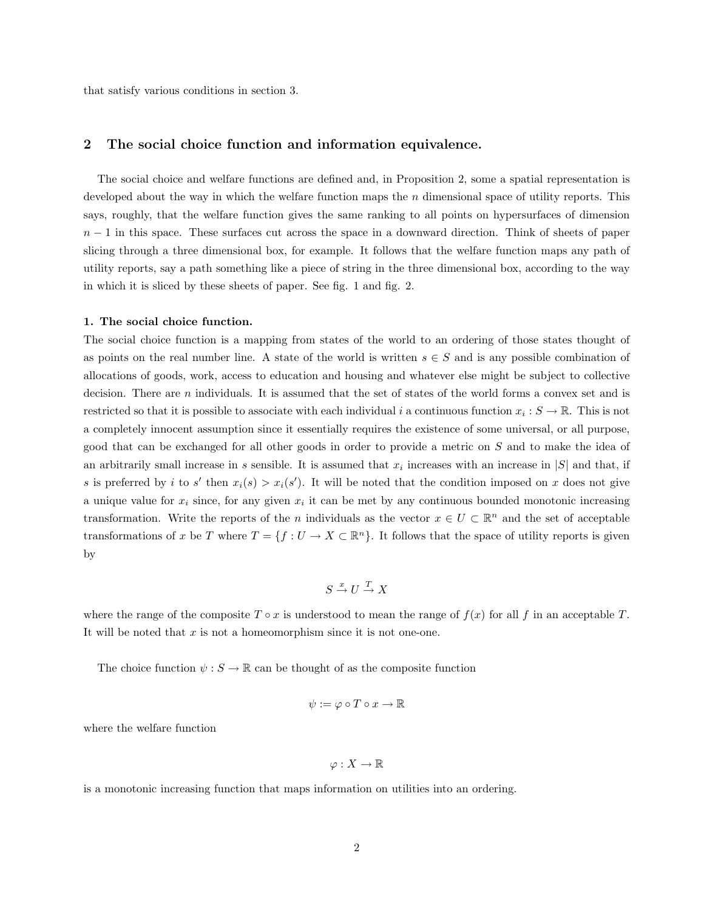that satisfy various conditions in section 3.

## 2 The social choice function and information equivalence.

The social choice and welfare functions are defined and, in Proposition 2, some a spatial representation is developed about the way in which the welfare function maps the $n$ dimensional space of utility reports. This says, roughly, that the welfare function gives the same ranking to all points on hypersurfaces of dimension $n-1$ in this space. These surfaces cut across the space in a downward direction. Think of sheets of paper slicing through a three dimensional box, for example. It follows that the welfare function maps any path of utility reports, say a path something like a piece of string in the three dimensional box, according to the way in which it is sliced by these sheets of paper. See fig. 1 and fig. 2.

**1. The social choice function.**
The social choice function is a mapping from states of the world to an ordering of those states thought of as points on the real number line. A state of the world is written $s \in S$ and is any possible combination of allocations of goods, work, access to education and housing and whatever else might be subject to collective decision. There are $n$ individuals. It is assumed that the set of states of the world forms a convex set and is restricted so that it is possible to associate with each individual $i$ a continuous function $x_i : S \to \mathbb{R}$. This is not a completely innocent assumption since it essentially requires the existence of some universal, or all purpose, good that can be exchanged for all other goods in order to provide a metric on $S$ and to make the idea of an arbitrarily small increase in $s$ sensible. It is assumed that $x_i$ increases with an increase in $|S|$ and that, if $s$ is preferred by $i$ to $s'$ then $x_i(s) > x_i(s')$. It will be noted that the condition imposed on $x$ does not give a unique value for $x_i$ since, for any given $x_i$ it can be met by any continuous bounded monotonic increasing transformation. Write the reports of the $n$ individuals as the vector $x \in U \subset \mathbb{R}^n$ and the set of acceptable transformations of $x$ be $T$ where $T = \{f : U \to X \subset \mathbb{R}^n\}$. It follows that the space of utility reports is given by

$$S \xrightarrow{x} U \xrightarrow{T} X$$

where the range of the composite $T \circ x$ is understood to mean the range of $f(x)$ for all $f$ in an acceptable $T$. It will be noted that $x$ is not a homeomorphism since it is not one-one.

The choice function $\psi : S \to \mathbb{R}$ can be thought of as the composite function

$$\psi := \varphi \circ T \circ x \to \mathbb{R}$$

where the welfare function

$$\varphi : X \to \mathbb{R}$$

is a monotonic increasing function that maps information on utilities into an ordering.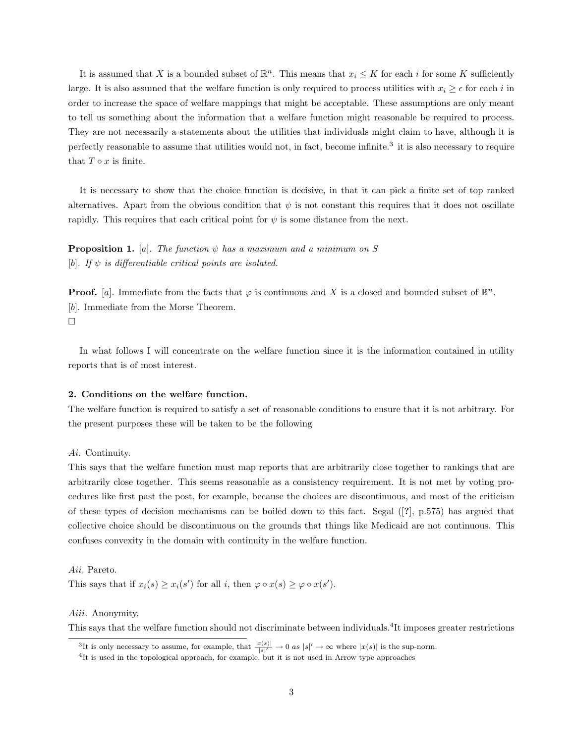It is assumed that $X$ is a bounded subset of $\mathbb{R}^n$. This means that $x_i \leq K$ for each $i$ for some $K$ sufficiently large. It is also assumed that the welfare function is only required to process utilities with $x_i \geq \epsilon$ for each $i$ in order to increase the space of welfare mappings that might be acceptable. These assumptions are only meant to tell us something about the information that a welfare function might reasonable be required to process. They are not necessarily a statements about the utilities that individuals might claim to have, although it is perfectly reasonable to assume that utilities would not, in fact, become infinite.[3] it is also necessary to require that $T \circ x$ is finite.

It is necessary to show that the choice function is decisive, in that it can pick a finite set of top ranked alternatives. Apart from the obvious condition that $\psi$ is not constant this requires that it does not oscillate rapidly. This requires that each critical point for $\psi$ is some distance from the next.

**Proposition 1.** [*a*]. *The function $\psi$ has a maximum and a minimum on $S$*
[*b*]. *If $\psi$ is differentiable critical points are isolated.*

**Proof.** [*a*]. Immediate from the facts that $\varphi$ is continuous and $X$ is a closed and bounded subset of $\mathbb{R}^n$.
[*b*]. Immediate from the Morse Theorem.
□

In what follows I will concentrate on the welfare function since it is the information contained in utility reports that is of most interest.

**2. Conditions on the welfare function.**

The welfare function is required to satisfy a set of reasonable conditions to ensure that it is not arbitrary. For the present purposes these will be taken to be the following

*Ai*. Continuity.
This says that the welfare function must map reports that are arbitrarily close together to rankings that are arbitrarily close together. This seems reasonable as a consistency requirement. It is not met by voting procedures like first past the post, for example, because the choices are discontinuous, and most of the criticism of these types of decision mechanisms can be boiled down to this fact. Segal ([**?**], p.575) has argued that collective choice should be discontinuous on the grounds that things like Medicaid are not continuous. This confuses convexity in the domain with continuity in the welfare function.

*Aii*. Pareto.
This says that if $x_i(s) \geq x_i(s')$ for all $i$, then $\varphi \circ x(s) \geq \varphi \circ x(s')$.

*Aiii*. Anonymity.
This says that the welfare function should not discriminate between individuals.[4]It imposes greater restrictions

[3]It is only necessary to assume, for example, that $\frac{|x(s)|}{|s|'} \to 0$ *as* $|s|' \to \infty$ where $|x(s)|$ is the sup-norm.

[4]It is used in the topological approach, for example, but it is not used in Arrow type approaches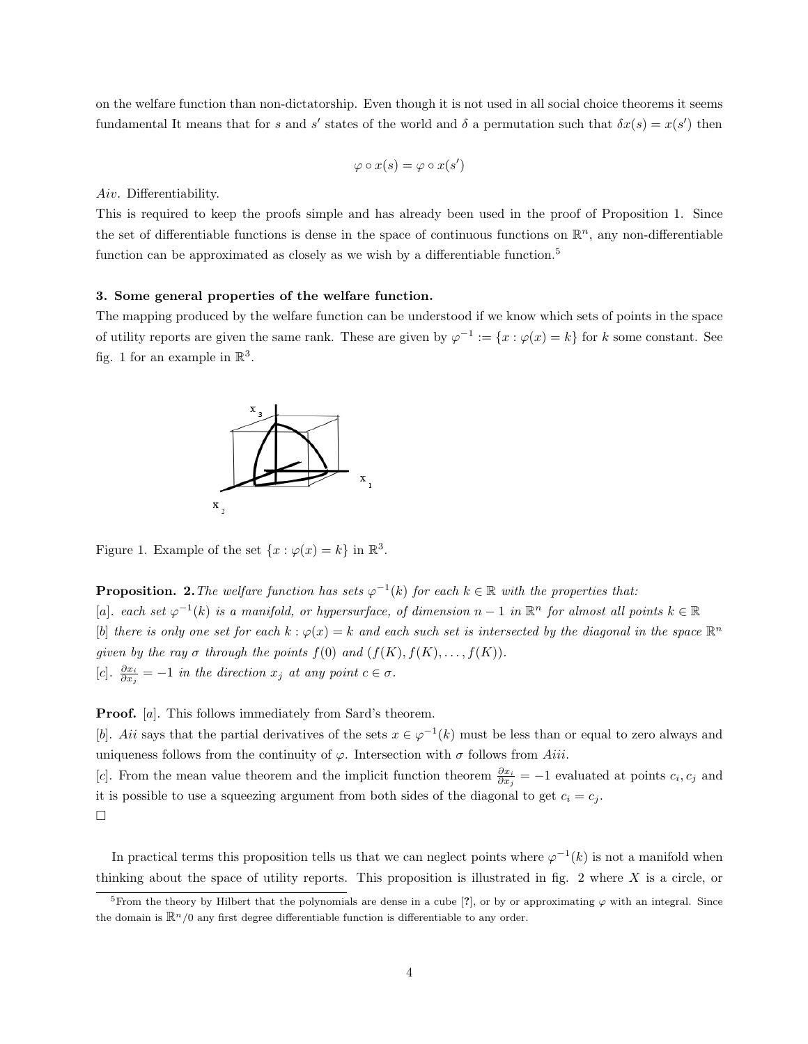on the welfare function than non-dictatorship. Even though it is not used in all social choice theorems it seems fundamental It means that for $s$ and $s'$ states of the world and $\delta$ a permutation such that $\delta x(s) = x(s')$ then

$$\varphi \circ x(s) = \varphi \circ x(s')$$

*Aiv*. Differentiability.

This is required to keep the proofs simple and has already been used in the proof of Proposition 1. Since the set of differentiable functions is dense in the space of continuous functions on $\mathbb{R}^n$, any non-differentiable function can be approximated as closely as we wish by a differentiable function.[5]

**3. Some general properties of the welfare function.**

The mapping produced by the welfare function can be understood if we know which sets of points in the space of utility reports are given the same rank. These are given by $\varphi^{-1} := \{x : \varphi(x) = k\}$ for $k$ some constant. See fig. 1 for an example in $\mathbb{R}^3$.

Figure 1. Example of the set $\{x : \varphi(x) = k\}$ in $\mathbb{R}^3$.

**Proposition. 2.** *The welfare function has sets $\varphi^{-1}(k)$ for each $k \in \mathbb{R}$ with the properties that:*
*[a]. each set $\varphi^{-1}(k)$ is a manifold, or hypersurface, of dimension $n-1$ in $\mathbb{R}^n$ for almost all points $k \in \mathbb{R}$*
*[b] there is only one set for each $k : \varphi(x) = k$ and each such set is intersected by the diagonal in the space $\mathbb{R}^n$ given by the ray $\sigma$ through the points $f(0)$ and $(f(K), f(K), \ldots, f(K))$.*
*[c]. $\frac{\partial x_i}{\partial x_j} = -1$ in the direction $x_j$ at any point $c \in \sigma$.*

**Proof.** [*a*]. This follows immediately from Sard's theorem.
[*b*]. *Aii* says that the partial derivatives of the sets $x \in \varphi^{-1}(k)$ must be less than or equal to zero always and uniqueness follows from the continuity of $\varphi$. Intersection with $\sigma$ follows from *Aiii*.
[*c*]. From the mean value theorem and the implicit function theorem $\frac{\partial x_i}{\partial x_j} = -1$ evaluated at points $c_i, c_j$ and it is possible to use a squeezing argument from both sides of the diagonal to get $c_i = c_j$.
□

In practical terms this proposition tells us that we can neglect points where $\varphi^{-1}(k)$ is not a manifold when thinking about the space of utility reports. This proposition is illustrated in fig. 2 where $X$ is a circle, or

[5] From the theory by Hilbert that the polynomials are dense in a cube [?], or by or approximating $\varphi$ with an integral. Since the domain is $\mathbb{R}^n/0$ any first degree differentiable function is differentiable to any order.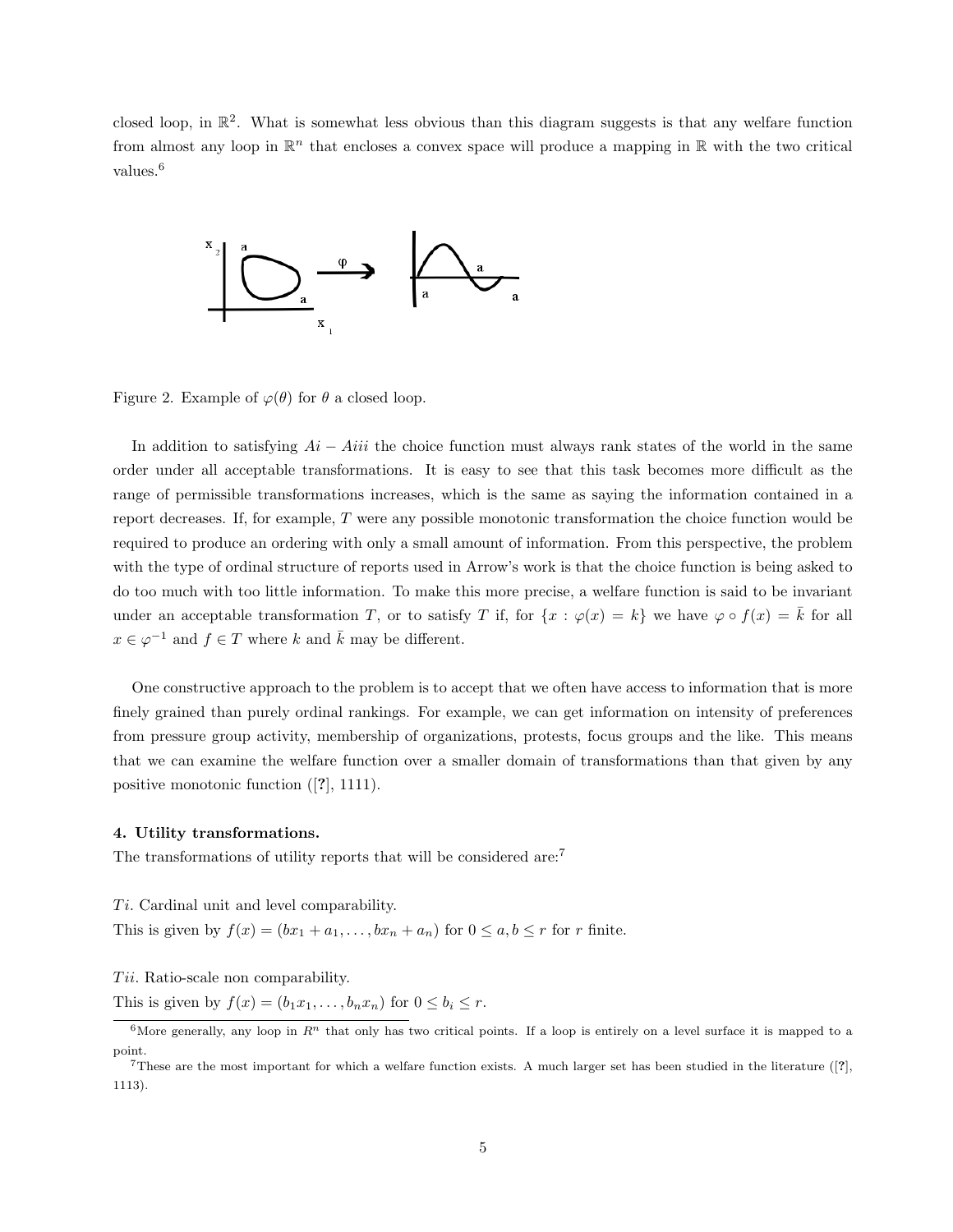closed loop, in $\mathbb{R}^2$. What is somewhat less obvious than this diagram suggests is that any welfare function from almost any loop in $\mathbb{R}^n$ that encloses a convex space will produce a mapping in $\mathbb{R}$ with the two critical values.[6]

Figure 2. Example of $\varphi(\theta)$ for $\theta$ a closed loop.

In addition to satisfying $Ai - Aiii$ the choice function must always rank states of the world in the same order under all acceptable transformations. It is easy to see that this task becomes more difficult as the range of permissible transformations increases, which is the same as saying the information contained in a report decreases. If, for example, $T$ were any possible monotonic transformation the choice function would be required to produce an ordering with only a small amount of information. From this perspective, the problem with the type of ordinal structure of reports used in Arrow's work is that the choice function is being asked to do too much with too little information. To make this more precise, a welfare function is said to be invariant under an acceptable transformation $T$, or to satisfy $T$ if, for $\{x : \varphi(x) = k\}$ we have $\varphi \circ f(x) = \bar{k}$ for all $x \in \varphi^{-1}$ and $f \in T$ where $k$ and $\bar{k}$ may be different.

One constructive approach to the problem is to accept that we often have access to information that is more finely grained than purely ordinal rankings. For example, we can get information on intensity of preferences from pressure group activity, membership of organizations, protests, focus groups and the like. This means that we can examine the welfare function over a smaller domain of transformations than that given by any positive monotonic function ([?], 1111).

**4. Utility transformations.**

The transformations of utility reports that will be considered are:[7]

*Ti*. Cardinal unit and level comparability.
This is given by $f(x) = (bx_1 + a_1, \ldots, bx_n + a_n)$ for $0 \leq a, b \leq r$ for $r$ finite.

*Tii*. Ratio-scale non comparability.
This is given by $f(x) = (b_1x_1, \ldots, b_nx_n)$ for $0 \leq b_i \leq r$.

[6] More generally, any loop in $R^n$ that only has two critical points. If a loop is entirely on a level surface it is mapped to a point.

[7] These are the most important for which a welfare function exists. A much larger set has been studied in the literature ([?], 1113).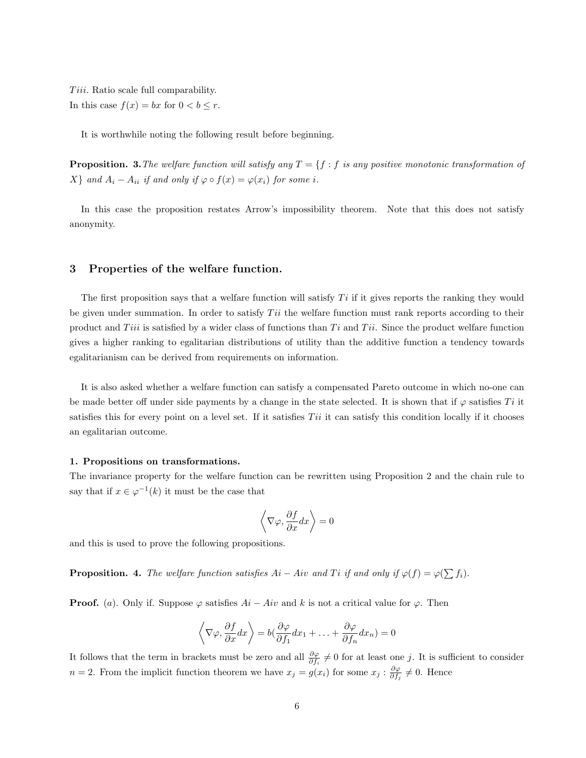$Tiii$. Ratio scale full comparability.
In this case $f(x) = bx$ for $0 < b \leq r$.

It is worthwhile noting the following result before beginning.

**Proposition. 3.** *The welfare function will satisfy any $T = \{f : f$ is any positive monotonic transformation of $X\}$ and $A_i - A_{ii}$ if and only if $\varphi \circ f(x) = \varphi(x_i)$ for some $i$.*

In this case the proposition restates Arrow's impossibility theorem. Note that this does not satisfy anonymity.

## 3 Properties of the welfare function.

The first proposition says that a welfare function will satisfy $Ti$ if it gives reports the ranking they would be given under summation. In order to satisfy $Tii$ the welfare function must rank reports according to their product and $Tiii$ is satisfied by a wider class of functions than $Ti$ and $Tii$. Since the product welfare function gives a higher ranking to egalitarian distributions of utility than the additive function a tendency towards egalitarianism can be derived from requirements on information.

It is also asked whether a welfare function can satisfy a compensated Pareto outcome in which no-one can be made better off under side payments by a change in the state selected. It is shown that if $\varphi$ satisfies $Ti$ it satisfies this for every point on a level set. If it satisfies $Tii$ it can satisfy this condition locally if it chooses an egalitarian outcome.

**1. Propositions on transformations.**
The invariance property for the welfare function can be rewritten using Proposition 2 and the chain rule to say that if $x \in \varphi^{-1}(k)$ it must be the case that

$$\left\langle \nabla\varphi, \frac{\partial f}{\partial x} dx \right\rangle = 0$$

and this is used to prove the following propositions.

**Proposition. 4.** *The welfare function satisfies $Ai - Aiv$ and $Ti$ if and only if $\varphi(f) = \varphi(\sum f_i)$.*

**Proof.** $(a)$. Only if. Suppose $\varphi$ satisfies $Ai - Aiv$ and $k$ is not a critical value for $\varphi$. Then

$$\left\langle \nabla\varphi, \frac{\partial f}{\partial x} dx \right\rangle = b\left(\frac{\partial \varphi}{\partial f_1} dx_1 + \ldots + \frac{\partial \varphi}{\partial f_n} dx_n\right) = 0$$

It follows that the term in brackets must be zero and all $\frac{\partial \varphi}{\partial f_i} \neq 0$ for at least one $j$. It is sufficient to consider $n = 2$. From the implicit function theorem we have $x_j = g(x_i)$ for some $x_j : \frac{\partial \varphi}{\partial f_j} \neq 0$. Hence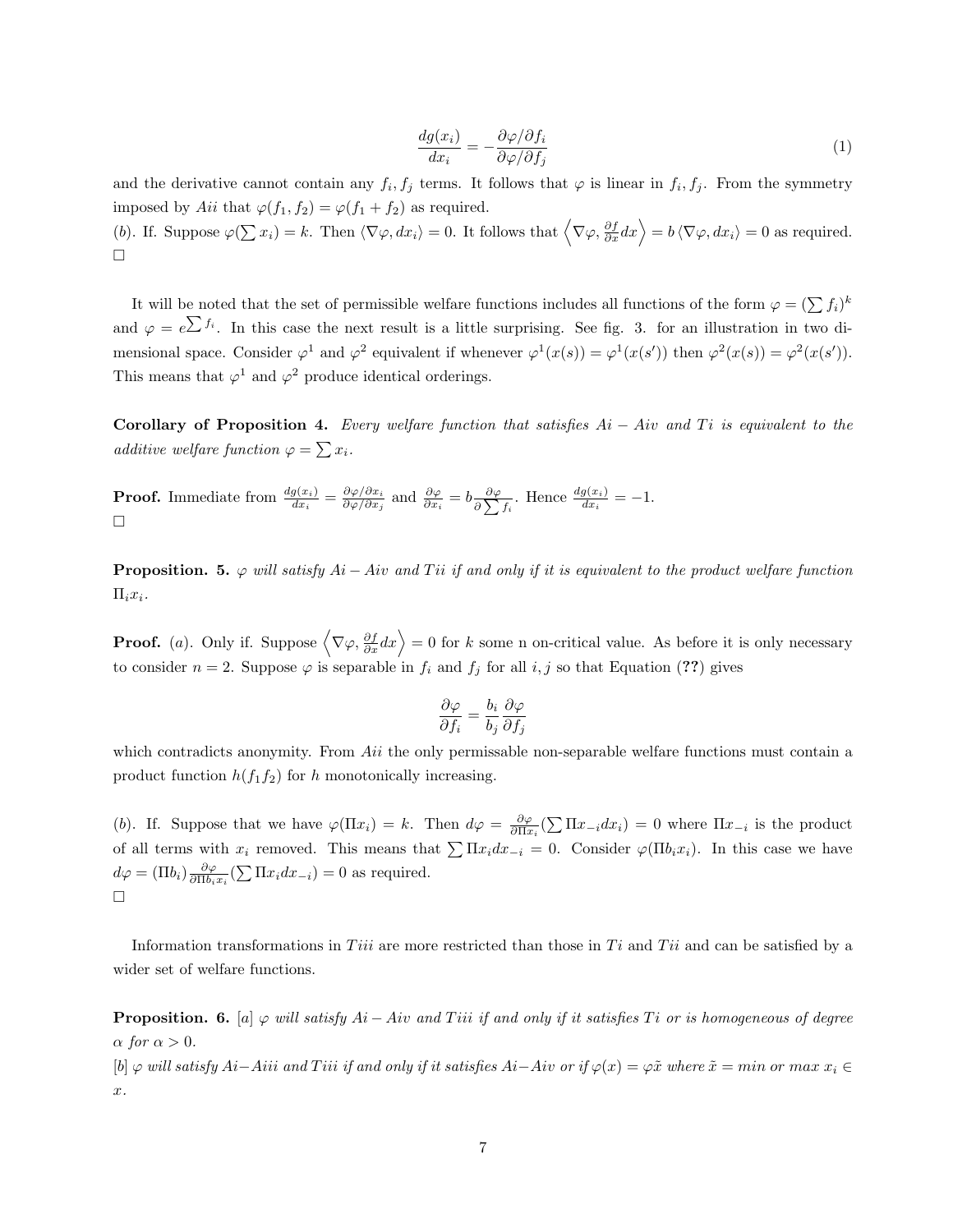$$\frac{dg(x_i)}{dx_i} = -\frac{\partial\varphi/\partial f_i}{\partial\varphi/\partial f_j} \tag{1}$$

and the derivative cannot contain any $f_i, f_j$ terms. It follows that $\varphi$ is linear in $f_i, f_j$. From the symmetry imposed by $Aii$ that $\varphi(f_1, f_2) = \varphi(f_1 + f_2)$ as required.

$(b)$. If. Suppose $\varphi(\sum x_i) = k$. Then $\langle \nabla\varphi, dx_i \rangle = 0$. It follows that $\left\langle \nabla\varphi, \frac{\partial f}{\partial x} dx \right\rangle = b \langle \nabla\varphi, dx_i \rangle = 0$ as required.
□

It will be noted that the set of permissible welfare functions includes all functions of the form $\varphi = (\sum f_i)^k$ and $\varphi = e^{\sum f_i}$. In this case the next result is a little surprising. See fig. 3. for an illustration in two dimensional space. Consider $\varphi^1$ and $\varphi^2$ equivalent if whenever $\varphi^1(x(s)) = \varphi^1(x(s'))$ then $\varphi^2(x(s)) = \varphi^2(x(s'))$. This means that $\varphi^1$ and $\varphi^2$ produce identical orderings.

**Corollary of Proposition 4.** *Every welfare function that satisfies $Ai - Aiv$ and $Ti$ is equivalent to the additive welfare function $\varphi = \sum x_i$.*

**Proof.** Immediate from $\frac{dg(x_i)}{dx_i} = \frac{\partial\varphi/\partial x_i}{\partial\varphi/\partial x_j}$ and $\frac{\partial\varphi}{\partial x_i} = b\frac{\partial\varphi}{\partial\sum f_i}$. Hence $\frac{dg(x_i)}{dx_i} = -1$.
□

**Proposition. 5.** *$\varphi$ will satisfy $Ai - Aiv$ and $Tii$ if and only if it is equivalent to the product welfare function $\Pi_i x_i$.*

**Proof.** $(a)$. Only if. Suppose $\left\langle \nabla\varphi, \frac{\partial f}{\partial x} dx \right\rangle = 0$ for $k$ some n on-critical value. As before it is only necessary to consider $n = 2$. Suppose $\varphi$ is separable in $f_i$ and $f_j$ for all $i, j$ so that Equation (**??**) gives

$$\frac{\partial\varphi}{\partial f_i} = \frac{b_i}{b_j}\frac{\partial\varphi}{\partial f_j}$$

which contradicts anonymity. From $Aii$ the only permissable non-separable welfare functions must contain a product function $h(f_1 f_2)$ for $h$ monotonically increasing.

$(b)$. If. Suppose that we have $\varphi(\Pi x_i) = k$. Then $d\varphi = \frac{\partial\varphi}{\partial\Pi x_i}(\sum \Pi x_{-i} dx_i) = 0$ where $\Pi x_{-i}$ is the product of all terms with $x_i$ removed. This means that $\sum \Pi x_i dx_{-i} = 0$. Consider $\varphi(\Pi b_i x_i)$. In this case we have $d\varphi = (\Pi b_i)\frac{\partial\varphi}{\partial\Pi b_i x_i}(\sum \Pi x_i dx_{-i}) = 0$ as required.
□

Information transformations in $Tiii$ are more restricted than those in $Ti$ and $Tii$ and can be satisfied by a wider set of welfare functions.

**Proposition. 6.** [a] *$\varphi$ will satisfy $Ai - Aiv$ and $Tiii$ if and only if it satisfies $Ti$ or is homogeneous of degree $\alpha$ for $\alpha > 0$.*

[b] *$\varphi$ will satisfy $Ai - Aiii$ and $Tiii$ if and only if it satisfies $Ai - Aiv$ or if $\varphi(x) = \varphi\tilde{x}$ where $\tilde{x} = min$ or $max$ $x_i \in x$.*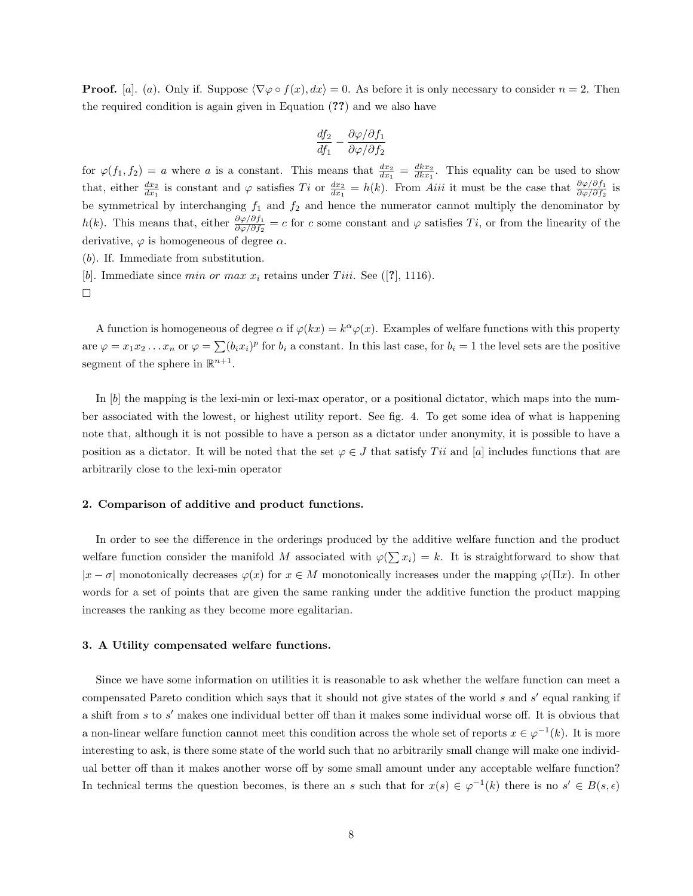**Proof.** [$a$]. ($a$). Only if. Suppose $\langle \nabla\varphi \circ f(x), dx\rangle = 0$. As before it is only necessary to consider $n = 2$. Then the required condition is again given in Equation (**??**) and we also have

$$\frac{df_2}{df_1} - \frac{\partial\varphi/\partial f_1}{\partial\varphi/\partial f_2}$$

for $\varphi(f_1, f_2) = a$ where $a$ is a constant. This means that $\frac{dx_2}{dx_1} = \frac{dkx_2}{dkx_1}$. This equality can be used to show that, either $\frac{dx_2}{dx_1}$ is constant and $\varphi$ satisfies $Ti$ or $\frac{dx_2}{dx_1} = h(k)$. From $Aiii$ it must be the case that $\frac{\partial\varphi/\partial f_1}{\partial\varphi/\partial f_2}$ is be symmetrical by interchanging $f_1$ and $f_2$ and hence the numerator cannot multiply the denominator by $h(k)$. This means that, either $\frac{\partial\varphi/\partial f_1}{\partial\varphi/\partial f_2} = c$ for $c$ some constant and $\varphi$ satisfies $Ti$, or from the linearity of the derivative, $\varphi$ is homogeneous of degree $\alpha$.

($b$). If. Immediate from substitution.

[$b$]. Immediate since *min or max* $x_i$ retains under $Tiii$. See ([**?**], 1116).

□

A function is homogeneous of degree $\alpha$ if $\varphi(kx) = k^{\alpha}\varphi(x)$. Examples of welfare functions with this property are $\varphi = x_1 x_2 \ldots x_n$ or $\varphi = \sum(b_i x_i)^p$ for $b_i$ a constant. In this last case, for $b_i = 1$ the level sets are the positive segment of the sphere in $\mathbb{R}^{n+1}$.

In [$b$] the mapping is the lexi-min or lexi-max operator, or a positional dictator, which maps into the number associated with the lowest, or highest utility report. See fig. 4. To get some idea of what is happening note that, although it is not possible to have a person as a dictator under anonymity, it is possible to have a position as a dictator. It will be noted that the set $\varphi \in J$ that satisfy $Tii$ and [$a$] includes functions that are arbitrarily close to the lexi-min operator

**2. Comparison of additive and product functions.**

In order to see the difference in the orderings produced by the additive welfare function and the product welfare function consider the manifold $M$ associated with $\varphi(\sum x_i) = k$. It is straightforward to show that $|x - \sigma|$ monotonically decreases $\varphi(x)$ for $x \in M$ monotonically increases under the mapping $\varphi(\Pi x)$. In other words for a set of points that are given the same ranking under the additive function the product mapping increases the ranking as they become more egalitarian.

**3. A Utility compensated welfare functions.**

Since we have some information on utilities it is reasonable to ask whether the welfare function can meet a compensated Pareto condition which says that it should not give states of the world $s$ and $s'$ equal ranking if a shift from $s$ to $s'$ makes one individual better off than it makes some individual worse off. It is obvious that a non-linear welfare function cannot meet this condition across the whole set of reports $x \in \varphi^{-1}(k)$. It is more interesting to ask, is there some state of the world such that no arbitrarily small change will make one individual better off than it makes another worse off by some small amount under any acceptable welfare function? In technical terms the question becomes, is there an $s$ such that for $x(s) \in \varphi^{-1}(k)$ there is no $s' \in B(s, \epsilon)$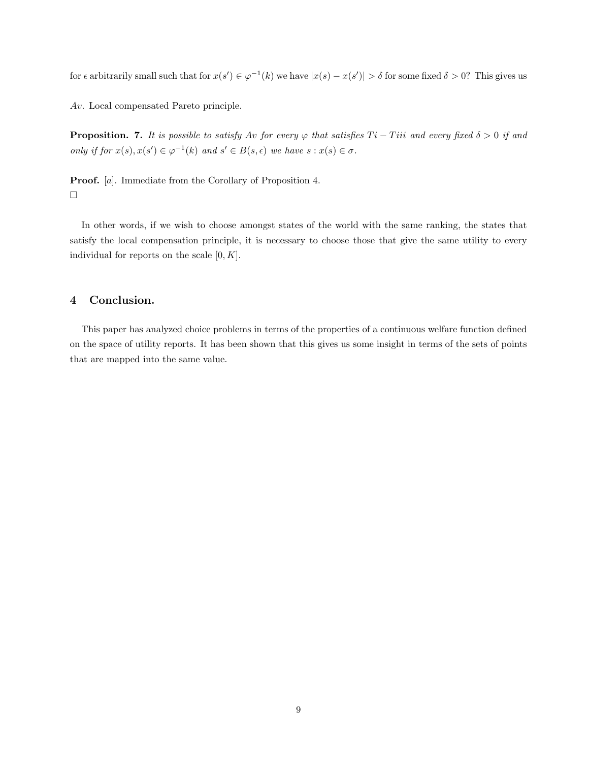for $\epsilon$ arbitrarily small such that for $x(s') \in \varphi^{-1}(k)$ we have $|x(s) - x(s')| > \delta$ for some fixed $\delta > 0$? This gives us

*Av*. Local compensated Pareto principle.

**Proposition. 7.** *It is possible to satisfy $Av$ for every $\varphi$ that satisfies $Ti - Tiii$ and every fixed $\delta > 0$ if and only if for $x(s), x(s') \in \varphi^{-1}(k)$ and $s' \in B(s, \epsilon)$ we have $s : x(s) \in \sigma$.*

**Proof.** [a]. Immediate from the Corollary of Proposition 4.
□

In other words, if we wish to choose amongst states of the world with the same ranking, the states that satisfy the local compensation principle, it is necessary to choose those that give the same utility to every individual for reports on the scale $[0, K]$.

## 4 Conclusion.

This paper has analyzed choice problems in terms of the properties of a continuous welfare function defined on the space of utility reports. It has been shown that this gives us some insight in terms of the sets of points that are mapped into the same value.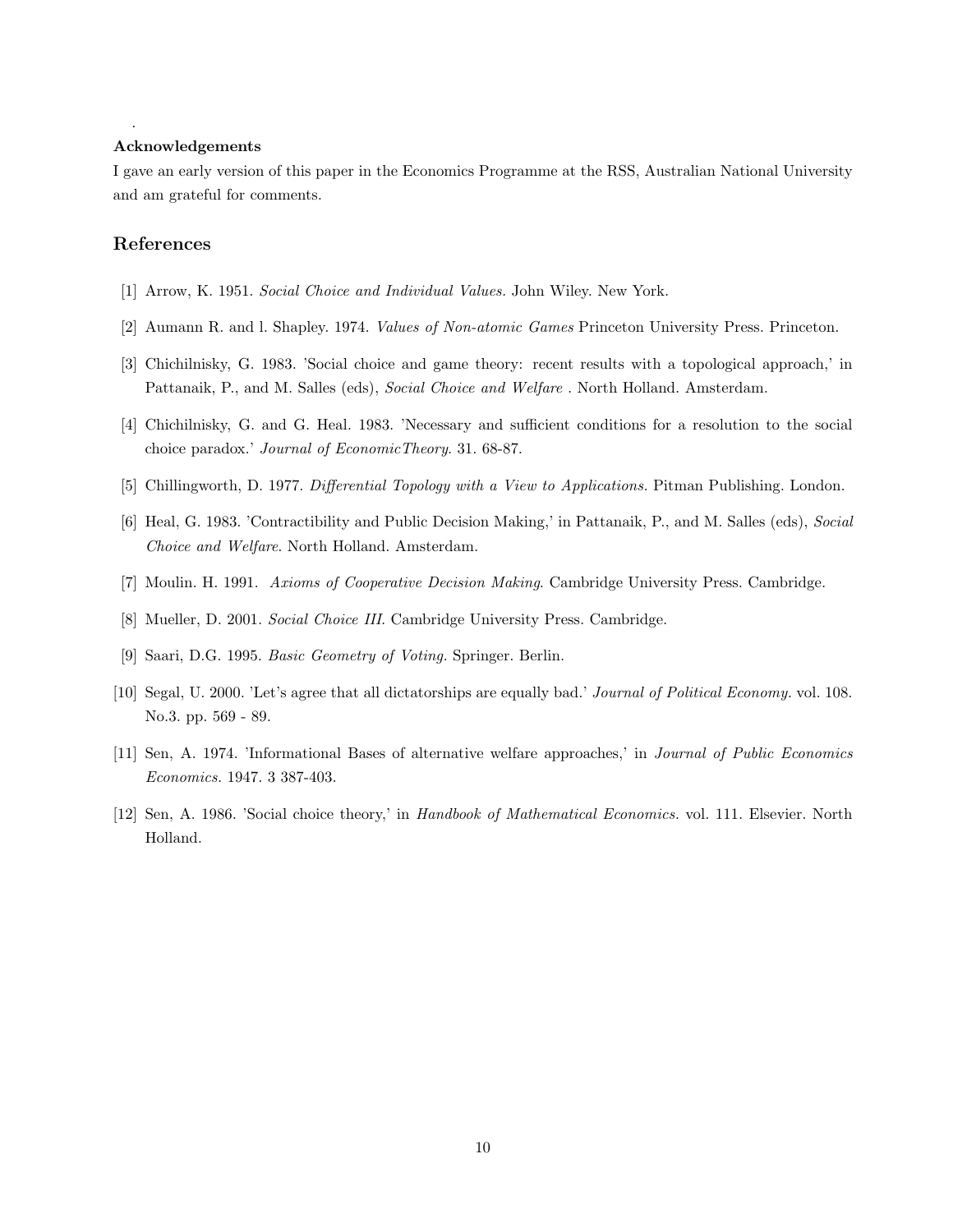.

**Acknowledgements**

I gave an early version of this paper in the Economics Programme at the RSS, Australian National University and am grateful for comments.

## References

[1] Arrow, K. 1951. *Social Choice and Individual Values.* John Wiley. New York.

[2] Aumann R. and l. Shapley. 1974. *Values of Non-atomic Games* Princeton University Press. Princeton.

[3] Chichilnisky, G. 1983. 'Social choice and game theory: recent results with a topological approach,' in Pattanaik, P., and M. Salles (eds), *Social Choice and Welfare* . North Holland. Amsterdam.

[4] Chichilnisky, G. and G. Heal. 1983. 'Necessary and sufficient conditions for a resolution to the social choice paradox.' *Journal of EconomicTheory.* 31. 68-87.

[5] Chillingworth, D. 1977. *Differential Topology with a View to Applications.* Pitman Publishing. London.

[6] Heal, G. 1983. 'Contractibility and Public Decision Making,' in Pattanaik, P., and M. Salles (eds), *Social Choice and Welfare*. North Holland. Amsterdam.

[7] Moulin. H. 1991. *Axioms of Cooperative Decision Making*. Cambridge University Press. Cambridge.

[8] Mueller, D. 2001. *Social Choice III.* Cambridge University Press. Cambridge.

[9] Saari, D.G. 1995. *Basic Geometry of Voting.* Springer. Berlin.

[10] Segal, U. 2000. 'Let's agree that all dictatorships are equally bad.' *Journal of Political Economy.* vol. 108. No.3. pp. 569 - 89.

[11] Sen, A. 1974. 'Informational Bases of alternative welfare approaches,' in *Journal of Public Economics Economics.* 1947. 3 387-403.

[12] Sen, A. 1986. 'Social choice theory,' in *Handbook of Mathematical Economics.* vol. 111. Elsevier. North Holland.